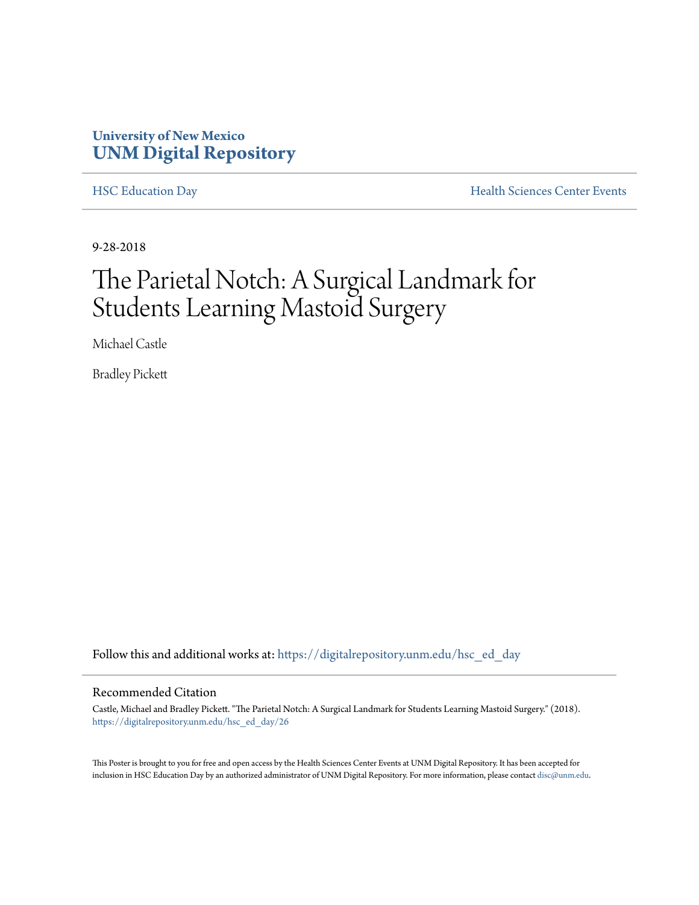University of New Mexico
**UNM Digital Repository**

HSC Education Day | Health Sciences Center Events

9-28-2018

# The Parietal Notch: A Surgical Landmark for Students Learning Mastoid Surgery

Michael Castle

Bradley Pickett

Follow this and additional works at: https://digitalrepository.unm.edu/hsc_ed_day

## Recommended Citation

Castle, Michael and Bradley Pickett. "The Parietal Notch: A Surgical Landmark for Students Learning Mastoid Surgery." (2018). https://digitalrepository.unm.edu/hsc_ed_day/26

This Poster is brought to you for free and open access by the Health Sciences Center Events at UNM Digital Repository. It has been accepted for inclusion in HSC Education Day by an authorized administrator of UNM Digital Repository. For more information, please contact disc@unm.edu.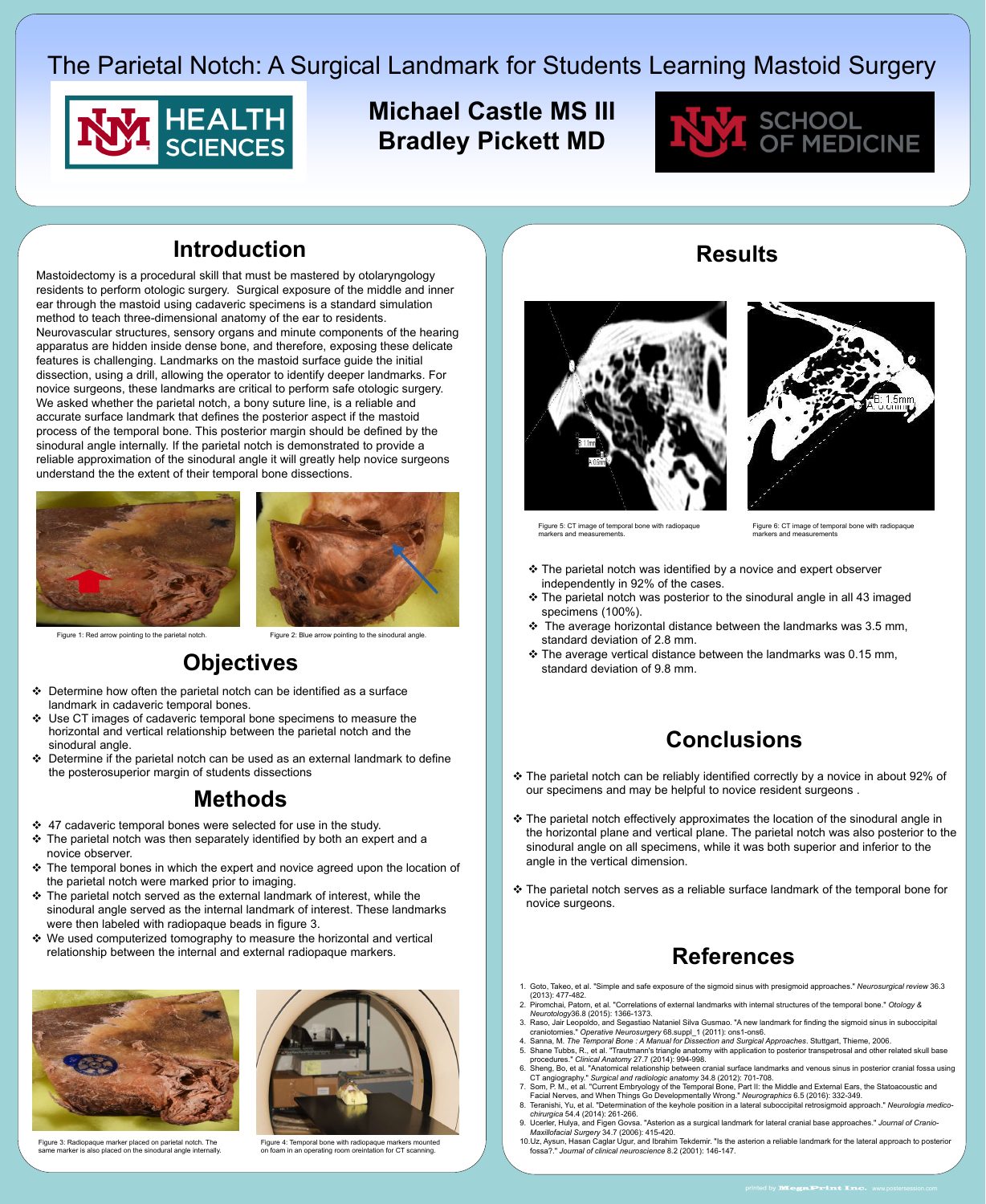# The Parietal Notch: A Surgical Landmark for Students Learning Mastoid Surgery

**Michael Castle MS III**
**Bradley Pickett MD**

## Introduction

Mastoidectomy is a procedural skill that must be mastered by otolaryngology residents to perform otologic surgery. Surgical exposure of the middle and inner ear through the mastoid using cadaveric specimens is a standard simulation method to teach three-dimensional anatomy of the ear to residents. Neurovascular structures, sensory organs and minute components of the hearing apparatus are hidden inside dense bone, and therefore, exposing these delicate features is challenging. Landmarks on the mastoid surface guide the initial dissection, using a drill, allowing the operator to identify deeper landmarks. For novice surgeons, these landmarks are critical to perform safe otologic surgery. We asked whether the parietal notch, a bony suture line, is a reliable and accurate surface landmark that defines the posterior aspect if the mastoid process of the temporal bone. This posterior margin should be defined by the sinodural angle internally. If the parietal notch is demonstrated to provide a reliable approximation of the sinodural angle it will greatly help novice surgeons understand the the extent of their temporal bone dissections.

Figure 1: Red arrow pointing to the parietal notch.

Figure 2: Blue arrow pointing to the sinodural angle.

## Objectives

- Determine how often the parietal notch can be identified as a surface landmark in cadaveric temporal bones.
- Use CT images of cadaveric temporal bone specimens to measure the horizontal and vertical relationship between the parietal notch and the sinodural angle.
- Determine if the parietal notch can be used as an external landmark to define the posterosuperior margin of students dissections

## Methods

- 47 cadaveric temporal bones were selected for use in the study.
- The parietal notch was then separately identified by both an expert and a novice observer.
- The temporal bones in which the expert and novice agreed upon the location of the parietal notch were marked prior to imaging.
- The parietal notch served as the external landmark of interest, while the sinodural angle served as the internal landmark of interest. These landmarks were then labeled with radiopaque beads in figure 3.
- We used computerized tomography to measure the horizontal and vertical relationship between the internal and external radiopaque markers.

Figure 3: Radiopaque marker placed on parietal notch. The same marker is also placed on the sinodural angle internally.

Figure 4: Temporal bone with radiopaque markers mounted on foam in an operating room oreintation for CT scanning.

## Results

Figure 5: CT image of temporal bone with radiopaque markers and measurements.

Figure 6: CT image of temporal bone with radiopaque markers and measurements

- The parietal notch was identified by a novice and expert observer independently in 92% of the cases.
- The parietal notch was posterior to the sinodural angle in all 43 imaged specimens (100%).
- The average horizontal distance between the landmarks was 3.5 mm, standard deviation of 2.8 mm.
- The average vertical distance between the landmarks was 0.15 mm, standard deviation of 9.8 mm.

## Conclusions

- The parietal notch can be reliably identified correctly by a novice in about 92% of our specimens and may be helpful to novice resident surgeons .
- The parietal notch effectively approximates the location of the sinodural angle in the horizontal plane and vertical plane. The parietal notch was also posterior to the sinodural angle on all specimens, while it was both superior and inferior to the angle in the vertical dimension.
- The parietal notch serves as a reliable surface landmark of the temporal bone for novice surgeons.

## References

1. Goto, Takeo, et al. "Simple and safe exposure of the sigmoid sinus with presigmoid approaches." *Neurosurgical review* 36.3 (2013): 477-482.
2. Piromchai, Patorn, et al. "Correlations of external landmarks with internal structures of the temporal bone." *Otology & Neurotology*36.8 (2015): 1366-1373.
3. Raso, Jair Leopoldo, and Segastiao Nataniel Silva Gusmao. "A new landmark for finding the sigmoid sinus in suboccipital craniotomies." *Operative Neurosurgery* 68.suppl_1 (2011): ons1-ons6.
4. Sanna, M. *The Temporal Bone : A Manual for Dissection and Surgical Approaches*. Stuttgart, Thieme, 2006.
5. Shane Tubbs, R., et al. "Trautmann's triangle anatomy with application to posterior transpetrosal and other related skull base procedures." *Clinical Anatomy* 27.7 (2014): 994-998.
6. Sheng, Bo, et al. "Anatomical relationship between cranial surface landmarks and venous sinus in posterior cranial fossa using CT angiography." *Surgical and radiologic anatomy* 34.8 (2012): 701-708.
7. Som, P. M., et al. "Current Embryology of the Temporal Bone, Part II: the Middle and External Ears, the Statoacoustic and Facial Nerves, and When Things Go Developmentally Wrong." *Neurographics* 6.5 (2016): 332-349.
8. Teranishi, Yu, et al. "Determination of the keyhole position in a lateral suboccipital retrosigmoid approach." *Neurologia medico-chirurgica* 54.4 (2014): 261-266.
9. Ucerler, Hulya, and Figen Govsa. "Asterion as a surgical landmark for lateral cranial base approaches." *Journal of Cranio-Maxillofacial Surgery* 34.7 (2006): 415-420.
10. Uz, Aysun, Hasan Caglar Ugur, and Ibrahim Tekdemir. "Is the asterion a reliable landmark for the lateral approach to posterior fossa?." *Journal of clinical neuroscience* 8.2 (2001): 146-147.